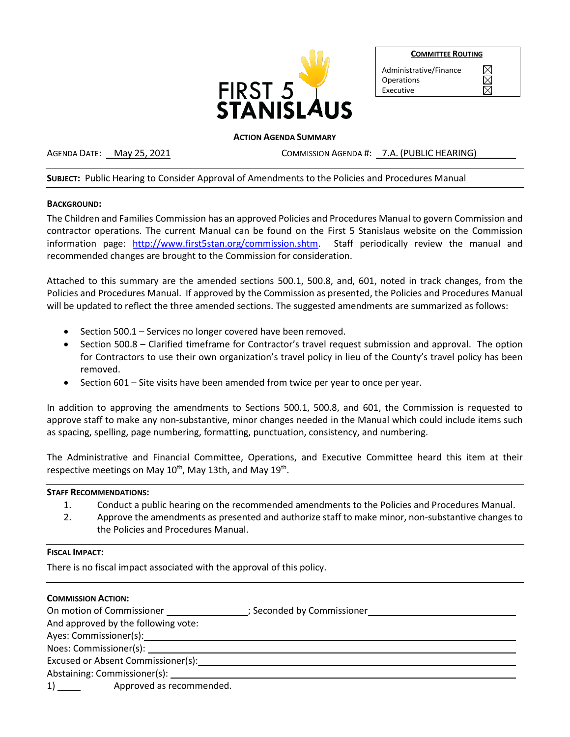FIRST 5 STANISLAUS

**COMMITTEE ROUTING**

| | |
|---|---|
| Administrative/Finance | ☒ |
| Operations | ☒ |
| Executive | ☒ |

**ACTION AGENDA SUMMARY**

AGENDA DATE: May 25, 2021 COMMISSION AGENDA #: 7.A. (PUBLIC HEARING)

**SUBJECT:** Public Hearing to Consider Approval of Amendments to the Policies and Procedures Manual

**BACKGROUND:**

The Children and Families Commission has an approved Policies and Procedures Manual to govern Commission and contractor operations. The current Manual can be found on the First 5 Stanislaus website on the Commission information page: http://www.first5stan.org/commission.shtm. Staff periodically review the manual and recommended changes are brought to the Commission for consideration.

Attached to this summary are the amended sections 500.1, 500.8, and, 601, noted in track changes, from the Policies and Procedures Manual. If approved by the Commission as presented, the Policies and Procedures Manual will be updated to reflect the three amended sections. The suggested amendments are summarized as follows:

- Section 500.1 – Services no longer covered have been removed.
- Section 500.8 – Clarified timeframe for Contractor's travel request submission and approval. The option for Contractors to use their own organization's travel policy in lieu of the County's travel policy has been removed.
- Section 601 – Site visits have been amended from twice per year to once per year.

In addition to approving the amendments to Sections 500.1, 500.8, and 601, the Commission is requested to approve staff to make any non-substantive, minor changes needed in the Manual which could include items such as spacing, spelling, page numbering, formatting, punctuation, consistency, and numbering.

The Administrative and Financial Committee, Operations, and Executive Committee heard this item at their respective meetings on May 10th, May 13th, and May 19th.

**STAFF RECOMMENDATIONS:**

1. Conduct a public hearing on the recommended amendments to the Policies and Procedures Manual.
2. Approve the amendments as presented and authorize staff to make minor, non-substantive changes to the Policies and Procedures Manual.

**FISCAL IMPACT:**

There is no fiscal impact associated with the approval of this policy.

**COMMISSION ACTION:**

On motion of Commissioner \_\_\_\_\_\_\_\_\_\_\_\_\_\_\_; Seconded by Commissioner \_\_\_\_\_\_\_\_\_\_\_\_\_\_\_

And approved by the following vote:

Ayes: Commissioner(s): \_\_\_\_\_\_\_\_\_\_\_\_\_\_\_

Noes: Commissioner(s): \_\_\_\_\_\_\_\_\_\_\_\_\_\_\_

Excused or Absent Commissioner(s): \_\_\_\_\_\_\_\_\_\_\_\_\_\_\_

Abstaining: Commissioner(s): \_\_\_\_\_\_\_\_\_\_\_\_\_\_\_

1) \_\_\_\_\_ Approved as recommended.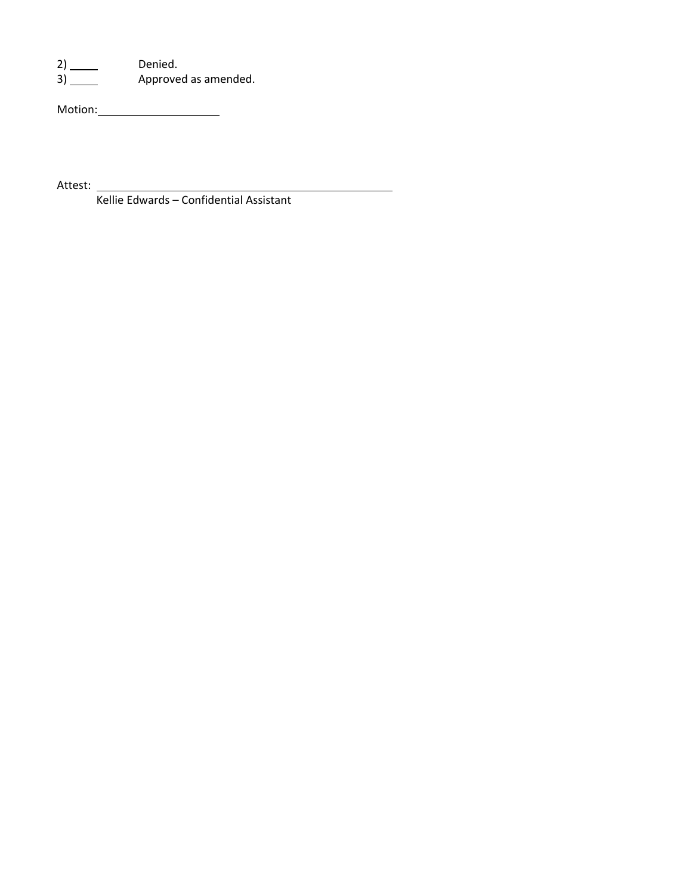2) _____ Denied.
3) _____ Approved as amended.

Motion: ____________________

Attest: __________________________________________________
Kellie Edwards – Confidential Assistant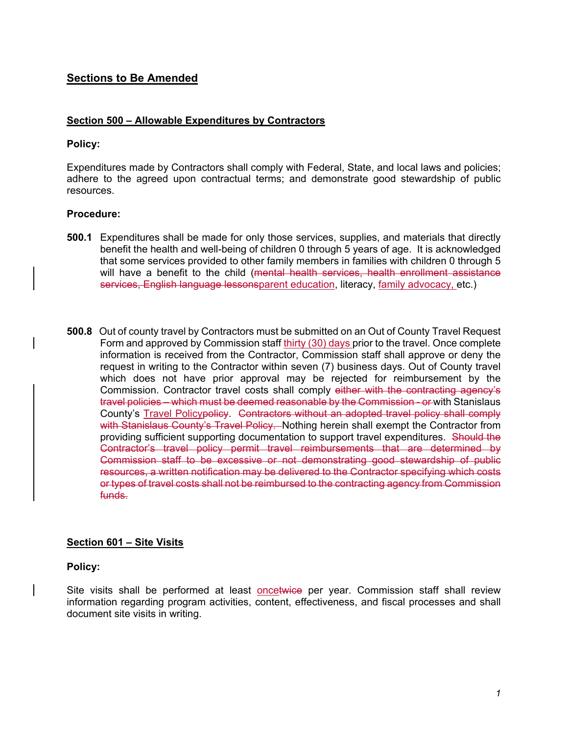## Sections to Be Amended

### Section 500 – Allowable Expenditures by Contractors

**Policy:**

Expenditures made by Contractors shall comply with Federal, State, and local laws and policies; adhere to the agreed upon contractual terms; and demonstrate good stewardship of public resources.

**Procedure:**

**500.1** Expenditures shall be made for only those services, supplies, and materials that directly benefit the health and well-being of children 0 through 5 years of age. It is acknowledged that some services provided to other family members in families with children 0 through 5 will have a benefit to the child (~~mental health services, health enrollment assistance services, English language lessons~~parent education, literacy, family advocacy, etc.)

**500.8** Out of county travel by Contractors must be submitted on an Out of County Travel Request Form and approved by Commission staff thirty (30) days prior to the travel. Once complete information is received from the Contractor, Commission staff shall approve or deny the request in writing to the Contractor within seven (7) business days. Out of County travel which does not have prior approval may be rejected for reimbursement by the Commission. Contractor travel costs shall comply ~~either with the contracting agency's travel policies – which must be deemed reasonable by the Commission - or~~ with Stanislaus County's Travel Policy~~policy~~. ~~Contractors without an adopted travel policy shall comply with Stanislaus County's Travel Policy.~~ Nothing herein shall exempt the Contractor from providing sufficient supporting documentation to support travel expenditures. ~~Should the Contractor's travel policy permit travel reimbursements that are determined by Commission staff to be excessive or not demonstrating good stewardship of public resources, a written notification may be delivered to the Contractor specifying which costs or types of travel costs shall not be reimbursed to the contracting agency from Commission funds.~~

### Section 601 – Site Visits

**Policy:**

Site visits shall be performed at least once~~twice~~ per year. Commission staff shall review information regarding program activities, content, effectiveness, and fiscal processes and shall document site visits in writing.